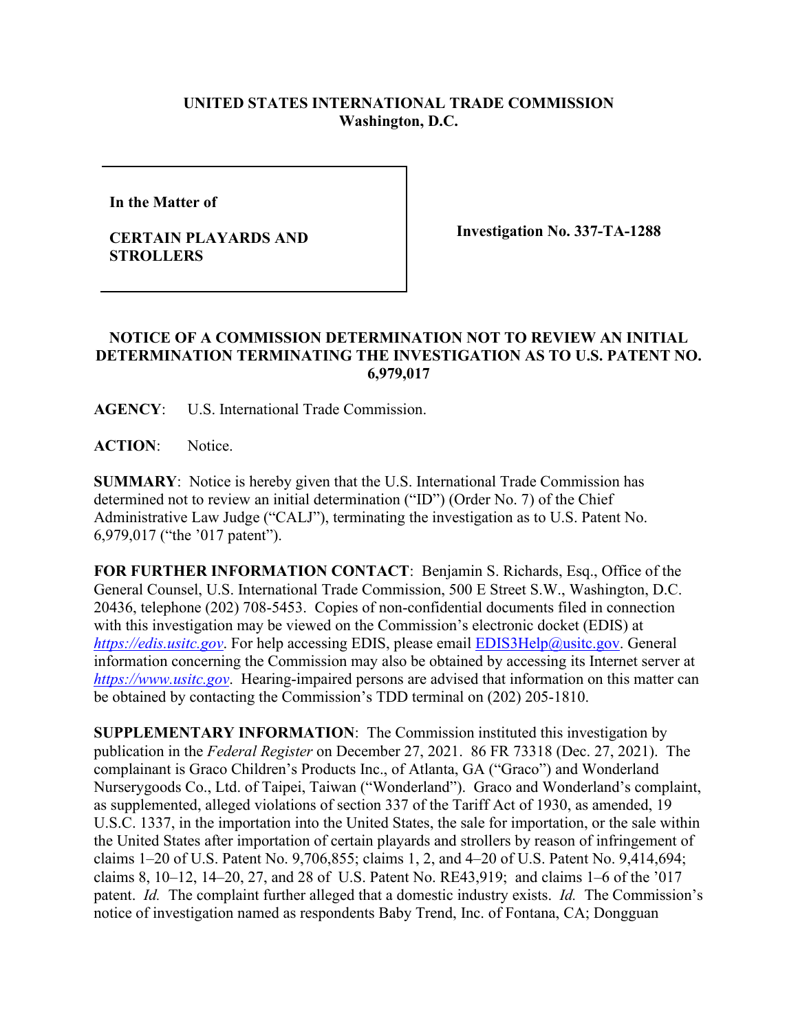**UNITED STATES INTERNATIONAL TRADE COMMISSION**
**Washington, D.C.**

| In the Matter of<br><br>**CERTAIN PLAYARDS AND STROLLERS** | **Investigation No. 337-TA-1288** |
|---|---|

**In the Matter of**

**CERTAIN PLAYARDS AND STROLLERS**

**Investigation No. 337-TA-1288**

## NOTICE OF A COMMISSION DETERMINATION NOT TO REVIEW AN INITIAL DETERMINATION TERMINATING THE INVESTIGATION AS TO U.S. PATENT NO. 6,979,017

**AGENCY**: U.S. International Trade Commission.

**ACTION**: Notice.

**SUMMARY**: Notice is hereby given that the U.S. International Trade Commission has determined not to review an initial determination ("ID") (Order No. 7) of the Chief Administrative Law Judge ("CALJ"), terminating the investigation as to U.S. Patent No. 6,979,017 ("the '017 patent").

**FOR FURTHER INFORMATION CONTACT**: Benjamin S. Richards, Esq., Office of the General Counsel, U.S. International Trade Commission, 500 E Street S.W., Washington, D.C. 20436, telephone (202) 708-5453. Copies of non-confidential documents filed in connection with this investigation may be viewed on the Commission's electronic docket (EDIS) at *https://edis.usitc.gov*. For help accessing EDIS, please email EDIS3Help@usitc.gov. General information concerning the Commission may also be obtained by accessing its Internet server at *https://www.usitc.gov*. Hearing-impaired persons are advised that information on this matter can be obtained by contacting the Commission's TDD terminal on (202) 205-1810.

**SUPPLEMENTARY INFORMATION**: The Commission instituted this investigation by publication in the *Federal Register* on December 27, 2021. 86 FR 73318 (Dec. 27, 2021). The complainant is Graco Children's Products Inc., of Atlanta, GA ("Graco") and Wonderland Nurserygoods Co., Ltd. of Taipei, Taiwan ("Wonderland"). Graco and Wonderland's complaint, as supplemented, alleged violations of section 337 of the Tariff Act of 1930, as amended, 19 U.S.C. 1337, in the importation into the United States, the sale for importation, or the sale within the United States after importation of certain playards and strollers by reason of infringement of claims 1–20 of U.S. Patent No. 9,706,855; claims 1, 2, and 4–20 of U.S. Patent No. 9,414,694; claims 8, 10–12, 14–20, 27, and 28 of U.S. Patent No. RE43,919; and claims 1–6 of the '017 patent. *Id.* The complaint further alleged that a domestic industry exists. *Id.* The Commission's notice of investigation named as respondents Baby Trend, Inc. of Fontana, CA; Dongguan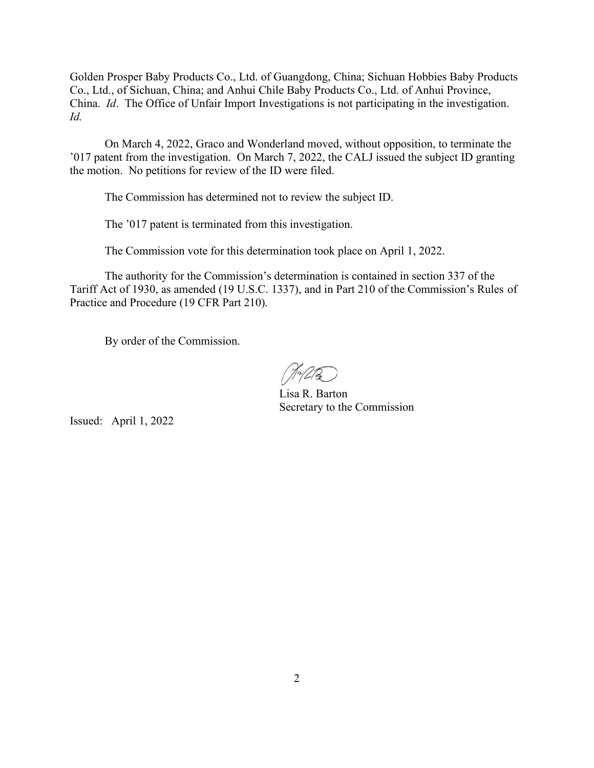Golden Prosper Baby Products Co., Ltd. of Guangdong, China; Sichuan Hobbies Baby Products Co., Ltd., of Sichuan, China; and Anhui Chile Baby Products Co., Ltd. of Anhui Province, China. *Id*. The Office of Unfair Import Investigations is not participating in the investigation. *Id.*

On March 4, 2022, Graco and Wonderland moved, without opposition, to terminate the '017 patent from the investigation. On March 7, 2022, the CALJ issued the subject ID granting the motion. No petitions for review of the ID were filed.

The Commission has determined not to review the subject ID.

The '017 patent is terminated from this investigation.

The Commission vote for this determination took place on April 1, 2022.

The authority for the Commission's determination is contained in section 337 of the Tariff Act of 1930, as amended (19 U.S.C. 1337), and in Part 210 of the Commission's Rules of Practice and Procedure (19 CFR Part 210).

By order of the Commission.

Lisa R. Barton
Secretary to the Commission

Issued: April 1, 2022